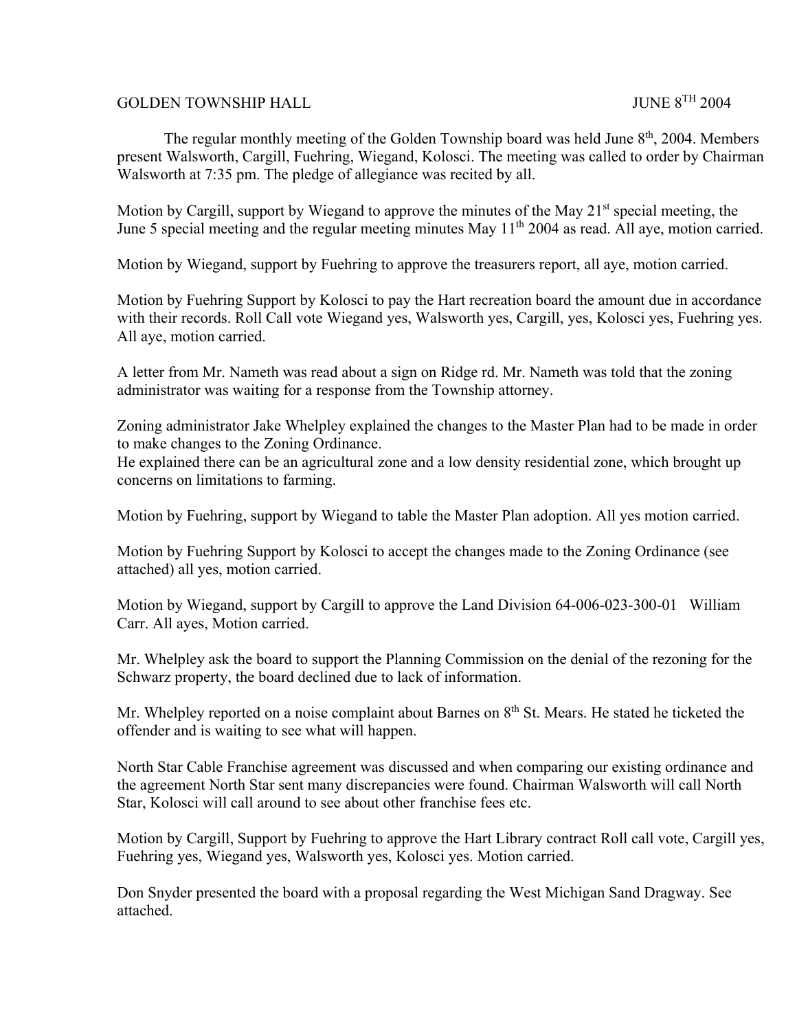GOLDEN TOWNSHIP HALL JUNE 8TH 2004

The regular monthly meeting of the Golden Township board was held June 8th, 2004. Members present Walsworth, Cargill, Fuehring, Wiegand, Kolosci. The meeting was called to order by Chairman Walsworth at 7:35 pm. The pledge of allegiance was recited by all.

Motion by Cargill, support by Wiegand to approve the minutes of the May 21st special meeting, the June 5 special meeting and the regular meeting minutes May 11th 2004 as read. All aye, motion carried.

Motion by Wiegand, support by Fuehring to approve the treasurers report, all aye, motion carried.

Motion by Fuehring Support by Kolosci to pay the Hart recreation board the amount due in accordance with their records. Roll Call vote Wiegand yes, Walsworth yes, Cargill, yes, Kolosci yes, Fuehring yes. All aye, motion carried.

A letter from Mr. Nameth was read about a sign on Ridge rd. Mr. Nameth was told that the zoning administrator was waiting for a response from the Township attorney.

Zoning administrator Jake Whelpley explained the changes to the Master Plan had to be made in order to make changes to the Zoning Ordinance.
He explained there can be an agricultural zone and a low density residential zone, which brought up concerns on limitations to farming.

Motion by Fuehring, support by Wiegand to table the Master Plan adoption. All yes motion carried.

Motion by Fuehring Support by Kolosci to accept the changes made to the Zoning Ordinance (see attached) all yes, motion carried.

Motion by Wiegand, support by Cargill to approve the Land Division 64-006-023-300-01 William Carr. All ayes, Motion carried.

Mr. Whelpley ask the board to support the Planning Commission on the denial of the rezoning for the Schwarz property, the board declined due to lack of information.

Mr. Whelpley reported on a noise complaint about Barnes on 8th St. Mears. He stated he ticketed the offender and is waiting to see what will happen.

North Star Cable Franchise agreement was discussed and when comparing our existing ordinance and the agreement North Star sent many discrepancies were found. Chairman Walsworth will call North Star, Kolosci will call around to see about other franchise fees etc.

Motion by Cargill, Support by Fuehring to approve the Hart Library contract Roll call vote, Cargill yes, Fuehring yes, Wiegand yes, Walsworth yes, Kolosci yes. Motion carried.

Don Snyder presented the board with a proposal regarding the West Michigan Sand Dragway. See attached.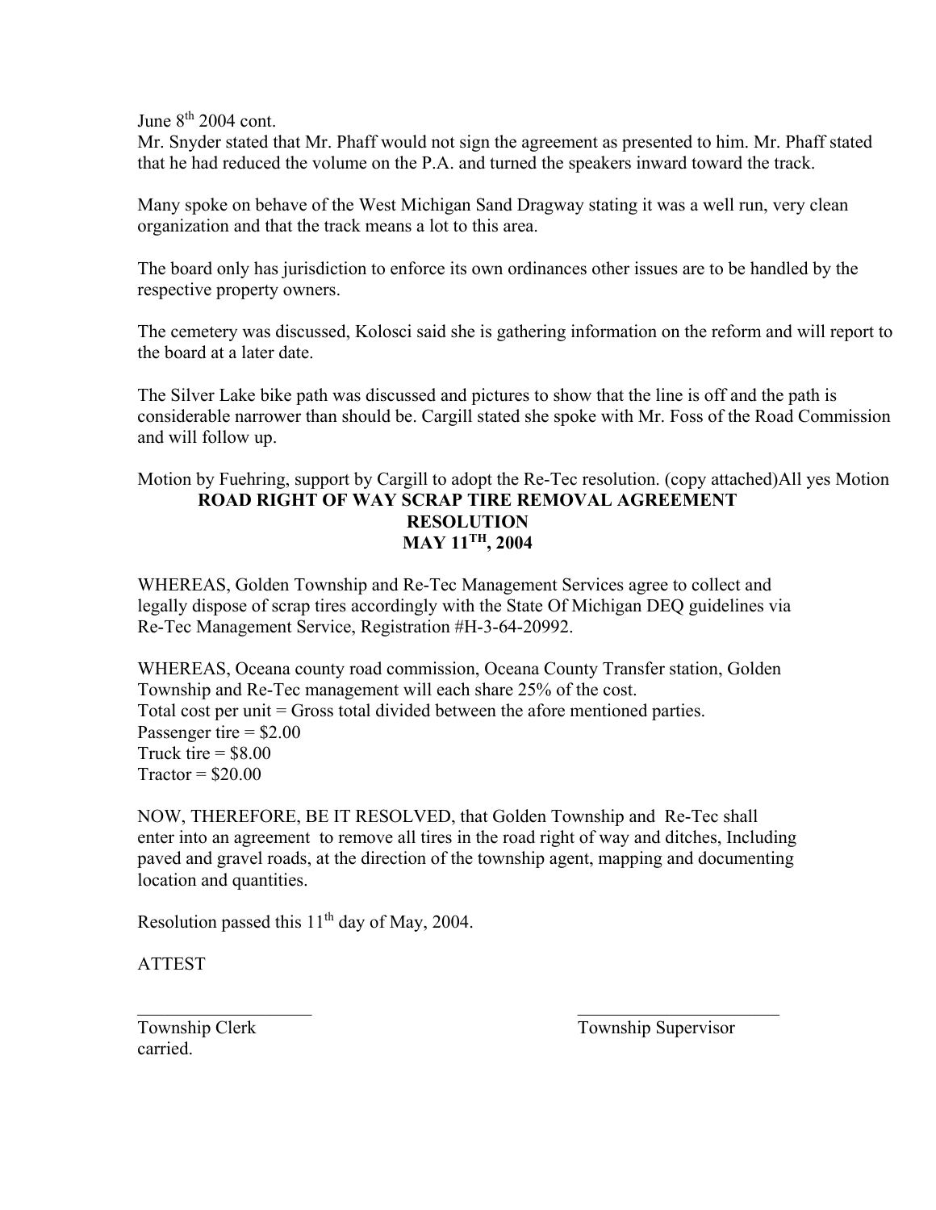June 8th 2004 cont.
Mr. Snyder stated that Mr. Phaff would not sign the agreement as presented to him. Mr. Phaff stated that he had reduced the volume on the P.A. and turned the speakers inward toward the track.

Many spoke on behave of the West Michigan Sand Dragway stating it was a well run, very clean organization and that the track means a lot to this area.

The board only has jurisdiction to enforce its own ordinances other issues are to be handled by the respective property owners.

The cemetery was discussed, Kolosci said she is gathering information on the reform and will report to the board at a later date.

The Silver Lake bike path was discussed and pictures to show that the line is off and the path is considerable narrower than should be. Cargill stated she spoke with Mr. Foss of the Road Commission and will follow up.

Motion by Fuehring, support by Cargill to adopt the Re-Tec resolution. (copy attached)All yes Motion

**ROAD RIGHT OF WAY SCRAP TIRE REMOVAL AGREEMENT**
**RESOLUTION**
**MAY 11TH, 2004**

WHEREAS, Golden Township and Re-Tec Management Services agree to collect and legally dispose of scrap tires accordingly with the State Of Michigan DEQ guidelines via Re-Tec Management Service, Registration #H-3-64-20992.

WHEREAS, Oceana county road commission, Oceana County Transfer station, Golden Township and Re-Tec management will each share 25% of the cost.
Total cost per unit = Gross total divided between the afore mentioned parties.
Passenger tire = $2.00
Truck tire = $8.00
Tractor = $20.00

NOW, THEREFORE, BE IT RESOLVED, that Golden Township and Re-Tec shall enter into an agreement to remove all tires in the road right of way and ditches, Including paved and gravel roads, at the direction of the township agent, mapping and documenting location and quantities.

Resolution passed this 11th day of May, 2004.

ATTEST

\_\_\_\_\_\_\_\_\_\_\_\_\_\_\_\_\_\_\_\_ \_\_\_\_\_\_\_\_\_\_\_\_\_\_\_\_\_\_\_\_
Township Clerk Township Supervisor

carried.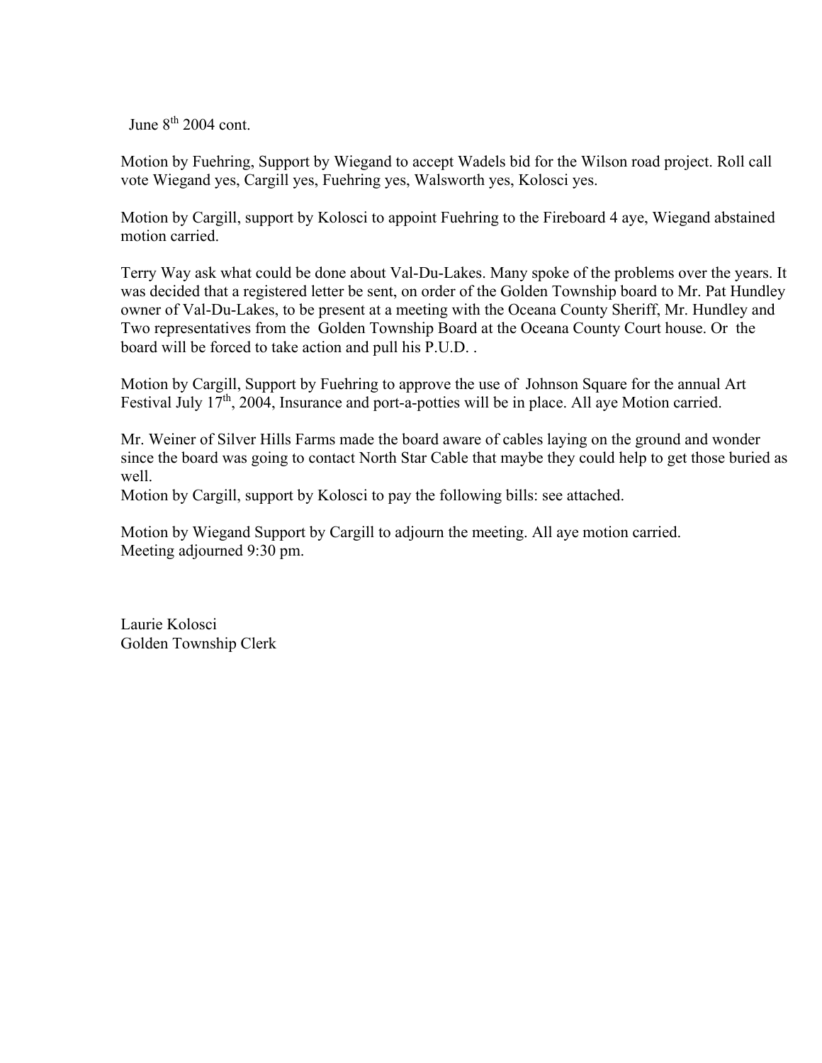June 8th 2004 cont.

Motion by Fuehring, Support by Wiegand to accept Wadels bid for the Wilson road project. Roll call vote Wiegand yes, Cargill yes, Fuehring yes, Walsworth yes, Kolosci yes.

Motion by Cargill, support by Kolosci to appoint Fuehring to the Fireboard 4 aye, Wiegand abstained motion carried.

Terry Way ask what could be done about Val-Du-Lakes. Many spoke of the problems over the years. It was decided that a registered letter be sent, on order of the Golden Township board to Mr. Pat Hundley owner of Val-Du-Lakes, to be present at a meeting with the Oceana County Sheriff, Mr. Hundley and Two representatives from the Golden Township Board at the Oceana County Court house. Or the board will be forced to take action and pull his P.U.D. .

Motion by Cargill, Support by Fuehring to approve the use of Johnson Square for the annual Art Festival July 17th, 2004, Insurance and port-a-potties will be in place. All aye Motion carried.

Mr. Weiner of Silver Hills Farms made the board aware of cables laying on the ground and wonder since the board was going to contact North Star Cable that maybe they could help to get those buried as well.
Motion by Cargill, support by Kolosci to pay the following bills: see attached.

Motion by Wiegand Support by Cargill to adjourn the meeting. All aye motion carried.
Meeting adjourned 9:30 pm.

Laurie Kolosci
Golden Township Clerk